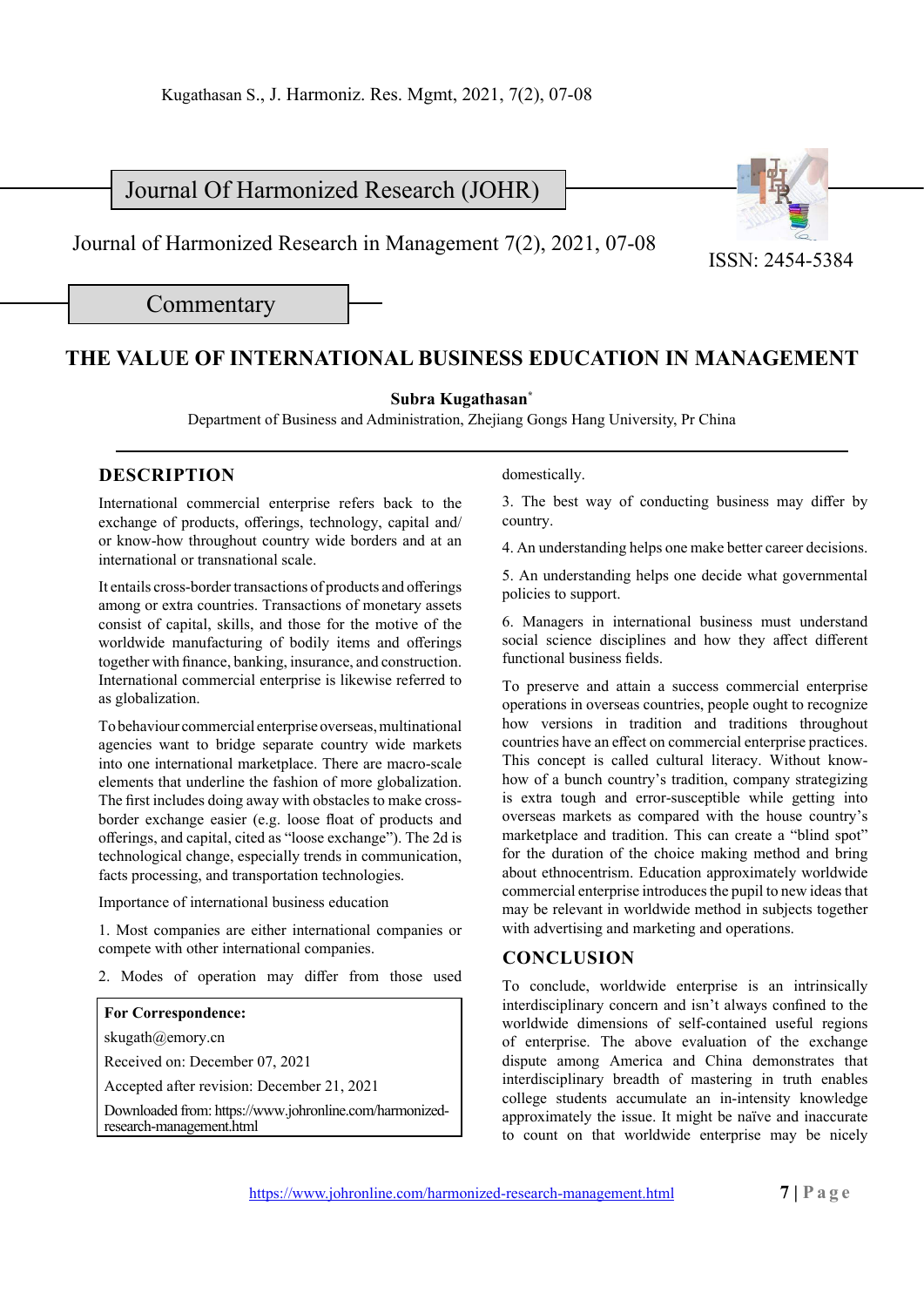# Journal Of Harmonized Research (JOHR)

Journal of Harmonized Research in Management 7(2), 2021, 07-08

ISSN: 2454-5384

Commentary

# THE VALUE OF INTERNATIONAL BUSINESS EDUCATION IN MANAGEMENT

**Subra Kugathasan***

Department of Business and Administration, Zhejiang Gongs Hang University, Pr China

## DESCRIPTION

International commercial enterprise refers back to the exchange of products, offerings, technology, capital and/or know-how throughout country wide borders and at an international or transnational scale.

It entails cross-border transactions of products and offerings among or extra countries. Transactions of monetary assets consist of capital, skills, and those for the motive of the worldwide manufacturing of bodily items and offerings together with finance, banking, insurance, and construction. International commercial enterprise is likewise referred to as globalization.

To behaviour commercial enterprise overseas, multinational agencies want to bridge separate country wide markets into one international marketplace. There are macro-scale elements that underline the fashion of more globalization. The first includes doing away with obstacles to make cross-border exchange easier (e.g. loose float of products and offerings, and capital, cited as "loose exchange"). The 2d is technological change, especially trends in communication, facts processing, and transportation technologies.

Importance of international business education

1. Most companies are either international companies or compete with other international companies.

2. Modes of operation may differ from those used domestically.

3. The best way of conducting business may differ by country.

4. An understanding helps one make better career decisions.

5. An understanding helps one decide what governmental policies to support.

6. Managers in international business must understand social science disciplines and how they affect different functional business fields.

To preserve and attain a success commercial enterprise operations in overseas countries, people ought to recognize how versions in tradition and traditions throughout countries have an effect on commercial enterprise practices. This concept is called cultural literacy. Without know-how of a bunch country's tradition, company strategizing is extra tough and error-susceptible while getting into overseas markets as compared with the house country's marketplace and tradition. This can create a "blind spot" for the duration of the choice making method and bring about ethnocentrism. Education approximately worldwide commercial enterprise introduces the pupil to new ideas that may be relevant in worldwide method in subjects together with advertising and marketing and operations.

## CONCLUSION

To conclude, worldwide enterprise is an intrinsically interdisciplinary concern and isn't always confined to the worldwide dimensions of self-contained useful regions of enterprise. The above evaluation of the exchange dispute among America and China demonstrates that interdisciplinary breadth of mastering in truth enables college students accumulate an in-intensity knowledge approximately the issue. It might be naïve and inaccurate to count on that worldwide enterprise may be nicely

**For Correspondence:**
skugath@emory.cn
Received on: December 07, 2021
Accepted after revision: December 21, 2021
Downloaded from: https://www.johronline.com/harmonized-research-management.html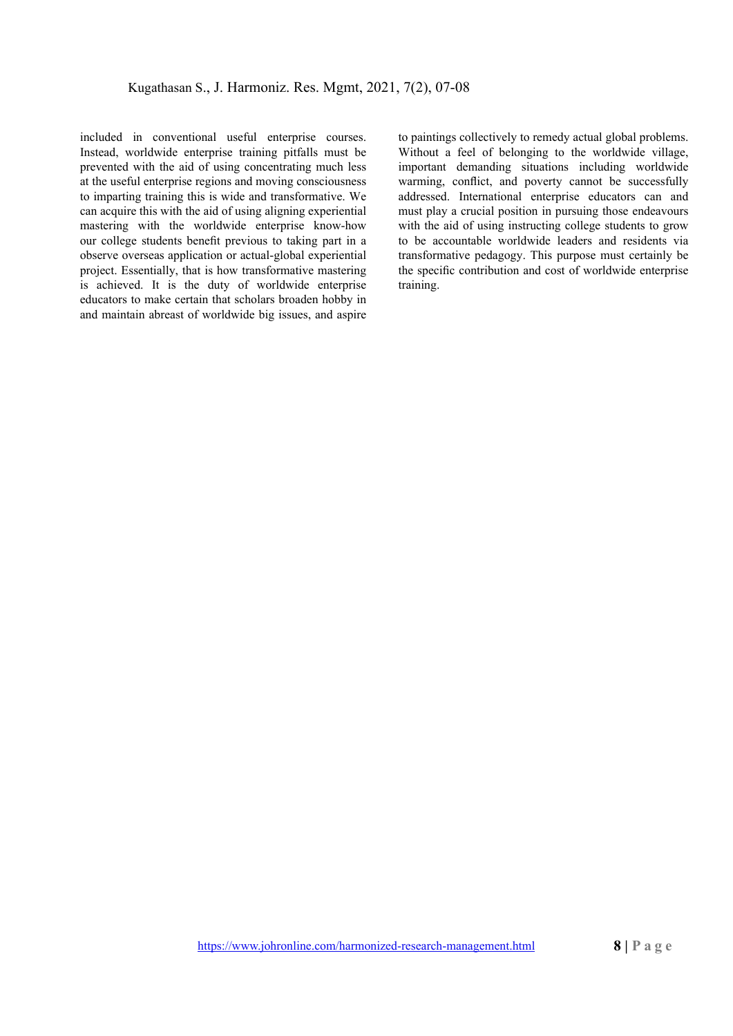included in conventional useful enterprise courses. Instead, worldwide enterprise training pitfalls must be prevented with the aid of using concentrating much less at the useful enterprise regions and moving consciousness to imparting training this is wide and transformative. We can acquire this with the aid of using aligning experiential mastering with the worldwide enterprise know-how our college students benefit previous to taking part in a observe overseas application or actual-global experiential project. Essentially, that is how transformative mastering is achieved. It is the duty of worldwide enterprise educators to make certain that scholars broaden hobby in and maintain abreast of worldwide big issues, and aspire to paintings collectively to remedy actual global problems. Without a feel of belonging to the worldwide village, important demanding situations including worldwide warming, conflict, and poverty cannot be successfully addressed. International enterprise educators can and must play a crucial position in pursuing those endeavours with the aid of using instructing college students to grow to be accountable worldwide leaders and residents via transformative pedagogy. This purpose must certainly be the specific contribution and cost of worldwide enterprise training.